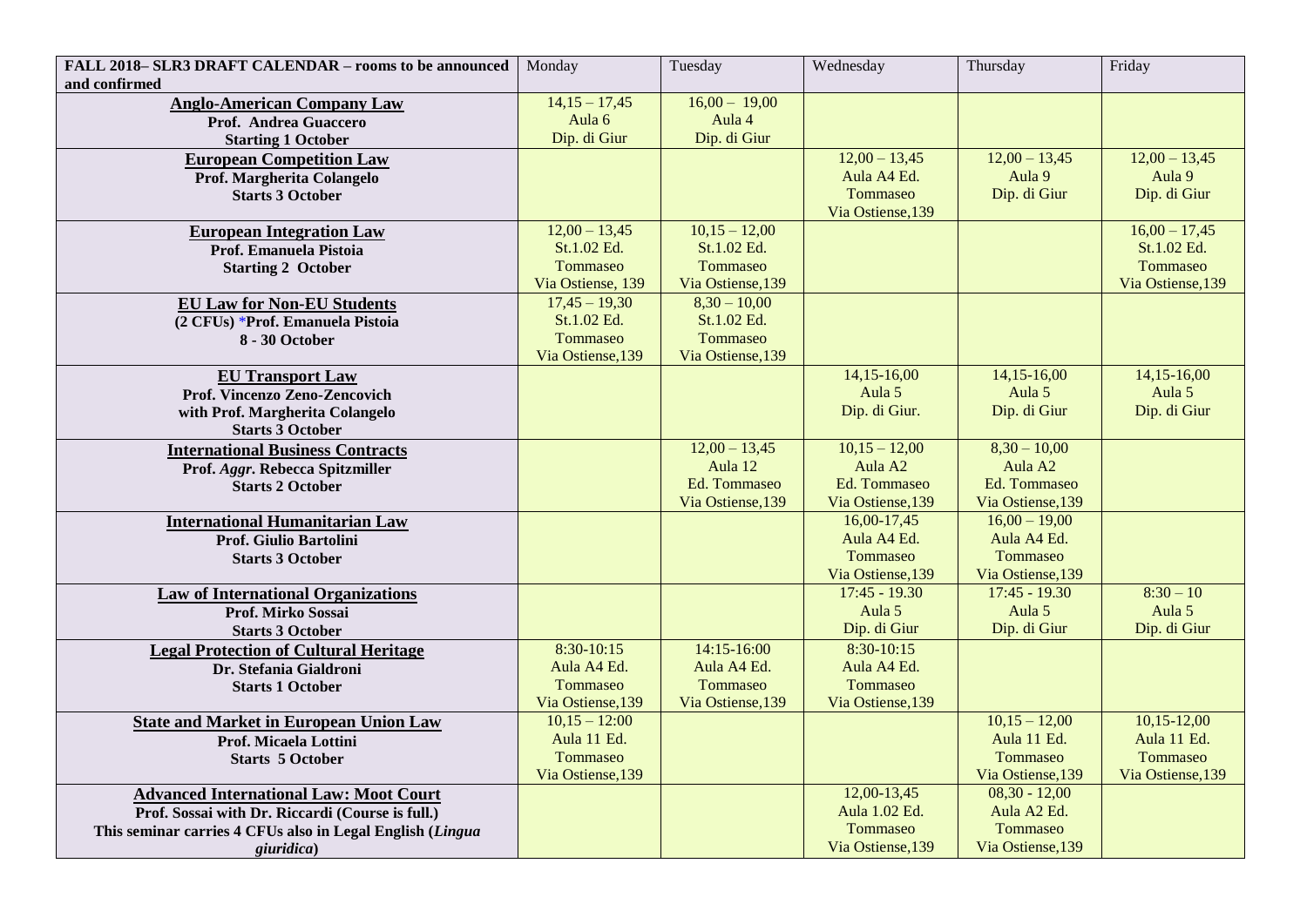| FALL 2018– SLR3 DRAFT CALENDAR – rooms to be announced and confirmed | Monday | Tuesday | Wednesday | Thursday | Friday |
|---|---|---|---|---|---|
| **Anglo-American Company Law**<br>**Prof. Andrea Guaccero**<br>**Starting 1 October** | 14,15 – 17,45<br>Aula 6<br>Dip. di Giur | 16,00 – 19,00<br>Aula 4<br>Dip. di Giur | | | |
| **European Competition Law**<br>**Prof. Margherita Colangelo**<br>**Starts 3 October** | | | 12,00 – 13,45<br>Aula A4 Ed. Tommaseo<br>Via Ostiense,139 | 12,00 – 13,45<br>Aula 9<br>Dip. di Giur | 12,00 – 13,45<br>Aula 9<br>Dip. di Giur |
| **European Integration Law**<br>**Prof. Emanuela Pistoia**<br>**Starting 2 October** | 12,00 – 13,45<br>St.1.02 Ed. Tommaseo<br>Via Ostiense, 139 | 10,15 – 12,00<br>St.1.02 Ed. Tommaseo<br>Via Ostiense,139 | | | 16,00 – 17,45<br>St.1.02 Ed. Tommaseo<br>Via Ostiense,139 |
| **EU Law for Non-EU Students**<br>**(2 CFUs) *Prof. Emanuela Pistoia**<br>**8 - 30 October** | 17,45 – 19,30<br>St.1.02 Ed. Tommaseo<br>Via Ostiense,139 | 8,30 – 10,00<br>St.1.02 Ed. Tommaseo<br>Via Ostiense,139 | | | |
| **EU Transport Law**<br>**Prof. Vincenzo Zeno-Zencovich**<br>**with Prof. Margherita Colangelo**<br>**Starts 3 October** | | | 14,15-16,00<br>Aula 5<br>Dip. di Giur. | 14,15-16,00<br>Aula 5<br>Dip. di Giur | 14,15-16,00<br>Aula 5<br>Dip. di Giur |
| **International Business Contracts**<br>**Prof. *Aggr*. Rebecca Spitzmiller**<br>**Starts 2 October** | | 12,00 – 13,45<br>Aula 12<br>Ed. Tommaseo<br>Via Ostiense,139 | 10,15 – 12,00<br>Aula A2<br>Ed. Tommaseo<br>Via Ostiense,139 | 8,30 – 10,00<br>Aula A2<br>Ed. Tommaseo<br>Via Ostiense,139 | |
| **International Humanitarian Law**<br>**Prof. Giulio Bartolini**<br>**Starts 3 October** | | | 16,00-17,45<br>Aula A4 Ed. Tommaseo<br>Via Ostiense,139 | 16,00 – 19,00<br>Aula A4 Ed. Tommaseo<br>Via Ostiense,139 | |
| **Law of International Organizations**<br>**Prof. Mirko Sossai**<br>**Starts 3 October** | | | 17:45 - 19.30<br>Aula 5<br>Dip. di Giur | 17:45 - 19.30<br>Aula 5<br>Dip. di Giur | 8:30 – 10<br>Aula 5<br>Dip. di Giur |
| **Legal Protection of Cultural Heritage**<br>**Dr. Stefania Gialdroni**<br>**Starts 1 October** | 8:30-10:15<br>Aula A4 Ed. Tommaseo<br>Via Ostiense,139 | 14:15-16:00<br>Aula A4 Ed. Tommaseo<br>Via Ostiense,139 | 8:30-10:15<br>Aula A4 Ed. Tommaseo<br>Via Ostiense,139 | | |
| **State and Market in European Union Law**<br>**Prof. Micaela Lottini**<br>**Starts 5 October** | 10,15 – 12:00<br>Aula 11 Ed. Tommaseo<br>Via Ostiense,139 | | | 10,15 – 12,00<br>Aula 11 Ed. Tommaseo<br>Via Ostiense,139 | 10,15-12,00<br>Aula 11 Ed. Tommaseo<br>Via Ostiense,139 |
| **Advanced International Law: Moot Court**<br>**Prof. Sossai with Dr. Riccardi (Course is full.)**<br>**This seminar carries 4 CFUs also in Legal English (*Lingua giuridica*)** | | | 12,00-13,45<br>Aula 1.02 Ed. Tommaseo<br>Via Ostiense,139 | 08,30 - 12,00<br>Aula A2 Ed. Tommaseo<br>Via Ostiense,139 | |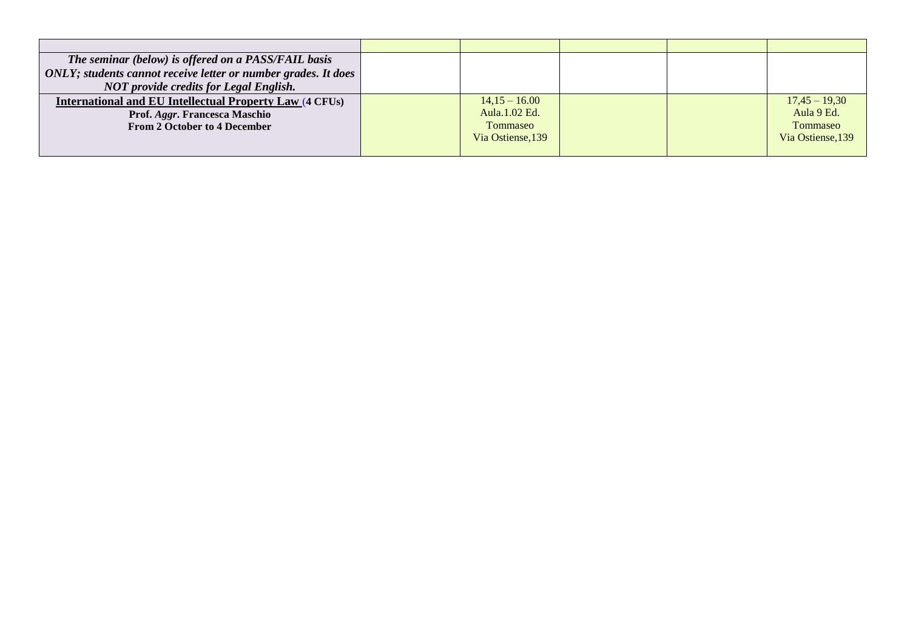| | | | | | |
|---|---|---|---|---|---|
| | | | | | |
| ***The seminar (below) is offered on a PASS/FAIL basis ONLY; students cannot receive letter or number grades. It does NOT provide credits for Legal English.*** | | | | | |
| **International and EU Intellectual Property Law (4 CFUs)**<br>**Prof. *Aggr*. Francesca Maschio**<br>**From 2 October to 4 December** | | 14,15 – 16.00<br>Aula.1.02 Ed. Tommaseo<br>Via Ostiense,139 | | | 17,45 – 19,30<br>Aula 9 Ed. Tommaseo<br>Via Ostiense,139 |